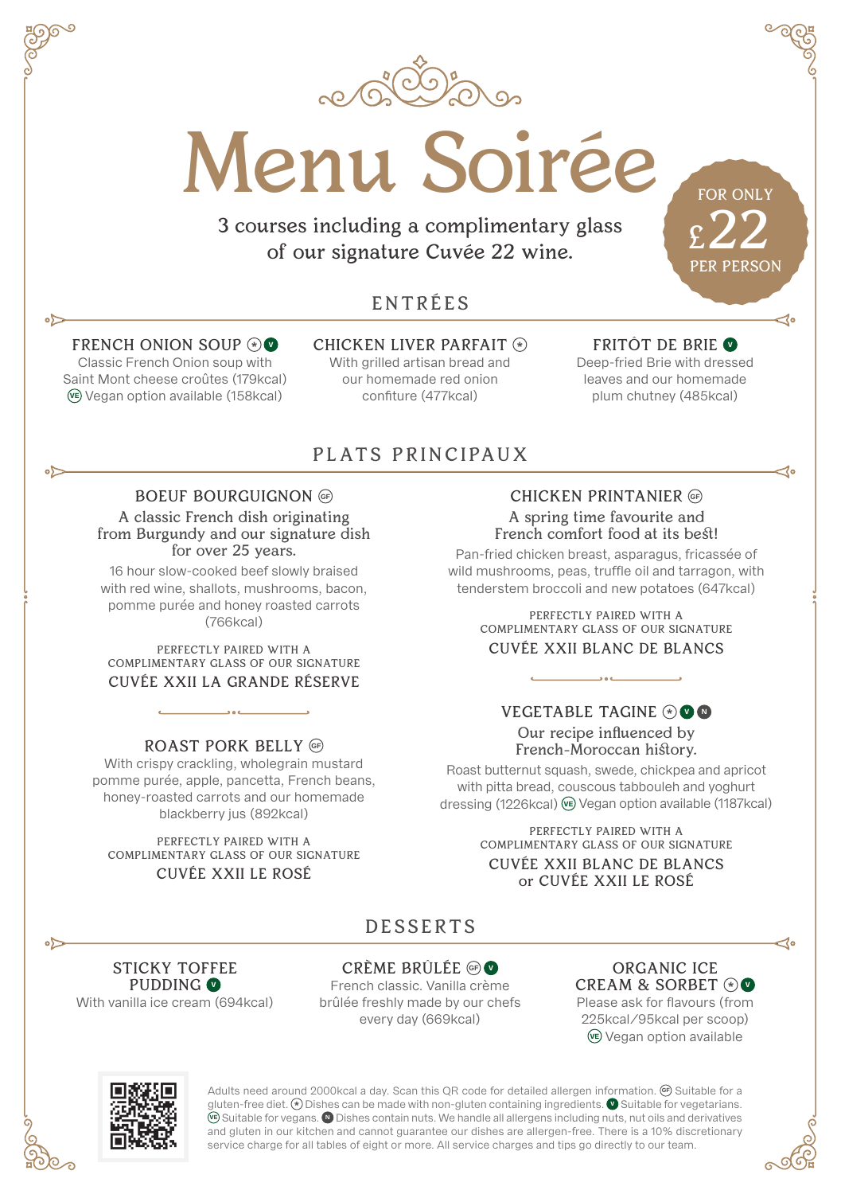# Menu Soirée

3 courses including a complimentary glass of our signature Cuvée 22 wine.

FOR ONLY **£22** PER PERSON

## ENTRÉES

### FRENCH ONION SOUP (*) (V)

Classic French Onion soup with Saint Mont cheese croûtes (179kcal)
(VE) Vegan option available (158kcal)

### CHICKEN LIVER PARFAIT (*)

With grilled artisan bread and our homemade red onion confiture (477kcal)

### FRITÔT DE BRIE (V)

Deep-fried Brie with dressed leaves and our homemade plum chutney (485kcal)

## PLATS PRINCIPAUX

### BOEUF BOURGUIGNON (GF)

A classic French dish originating from Burgundy and our signature dish for over 25 years.

16 hour slow-cooked beef slowly braised with red wine, shallots, mushrooms, bacon, pomme purée and honey roasted carrots (766kcal)

PERFECTLY PAIRED WITH A COMPLIMENTARY GLASS OF OUR SIGNATURE
CUVÉE XXII LA GRANDE RÉSERVE

### ROAST PORK BELLY (GF)

With crispy crackling, wholegrain mustard pomme purée, apple, pancetta, French beans, honey-roasted carrots and our homemade blackberry jus (892kcal)

PERFECTLY PAIRED WITH A COMPLIMENTARY GLASS OF OUR SIGNATURE
CUVÉE XXII LE ROSÉ

### CHICKEN PRINTANIER (GF)

A spring time favourite and French comfort food at its best!

Pan-fried chicken breast, asparagus, fricassée of wild mushrooms, peas, truffle oil and tarragon, with tenderstem broccoli and new potatoes (647kcal)

PERFECTLY PAIRED WITH A COMPLIMENTARY GLASS OF OUR SIGNATURE
CUVÉE XXII BLANC DE BLANCS

### VEGETABLE TAGINE (*) (V) (N)

Our recipe influenced by French-Moroccan history.

Roast butternut squash, swede, chickpea and apricot with pitta bread, couscous tabbouleh and yoghurt dressing (1226kcal) (VE) Vegan option available (1187kcal)

PERFECTLY PAIRED WITH A COMPLIMENTARY GLASS OF OUR SIGNATURE
CUVÉE XXII BLANC DE BLANCS or CUVÉE XXII LE ROSÉ

## DESSERTS

### STICKY TOFFEE PUDDING (V)

With vanilla ice cream (694kcal)

### CRÈME BRÛLÉE (GF) (V)

French classic. Vanilla crème brûlée freshly made by our chefs every day (669kcal)

### ORGANIC ICE CREAM & SORBET (*) (V)

Please ask for flavours (from 225kcal/95kcal per scoop)
(VE) Vegan option available

Adults need around 2000kcal a day. Scan this QR code for detailed allergen information. (GF) Suitable for a gluten-free diet. (*) Dishes can be made with non-gluten containing ingredients. (V) Suitable for vegetarians. (VE) Suitable for vegans. (N) Dishes contain nuts. We handle all allergens including nuts, nut oils and derivatives and gluten in our kitchen and cannot guarantee our dishes are allergen-free. There is a 10% discretionary service charge for all tables of eight or more. All service charges and tips go directly to our team.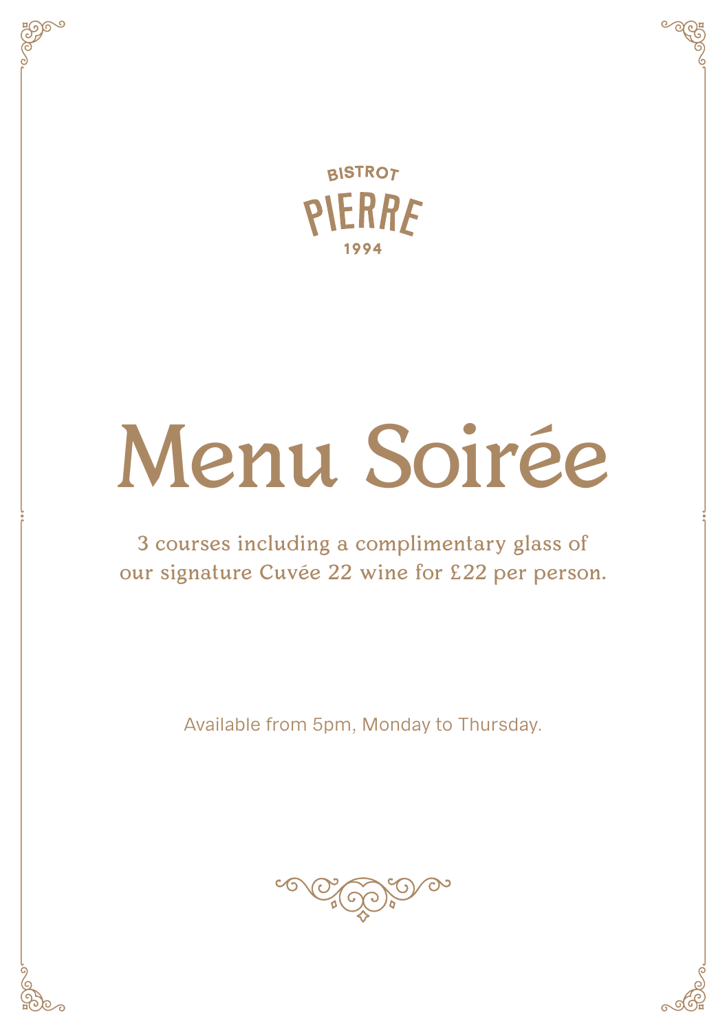BISTROT

PIERRE

1994

# Menu Soirée

3 courses including a complimentary glass of our signature Cuvée 22 wine for £22 per person.

Available from 5pm, Monday to Thursday.